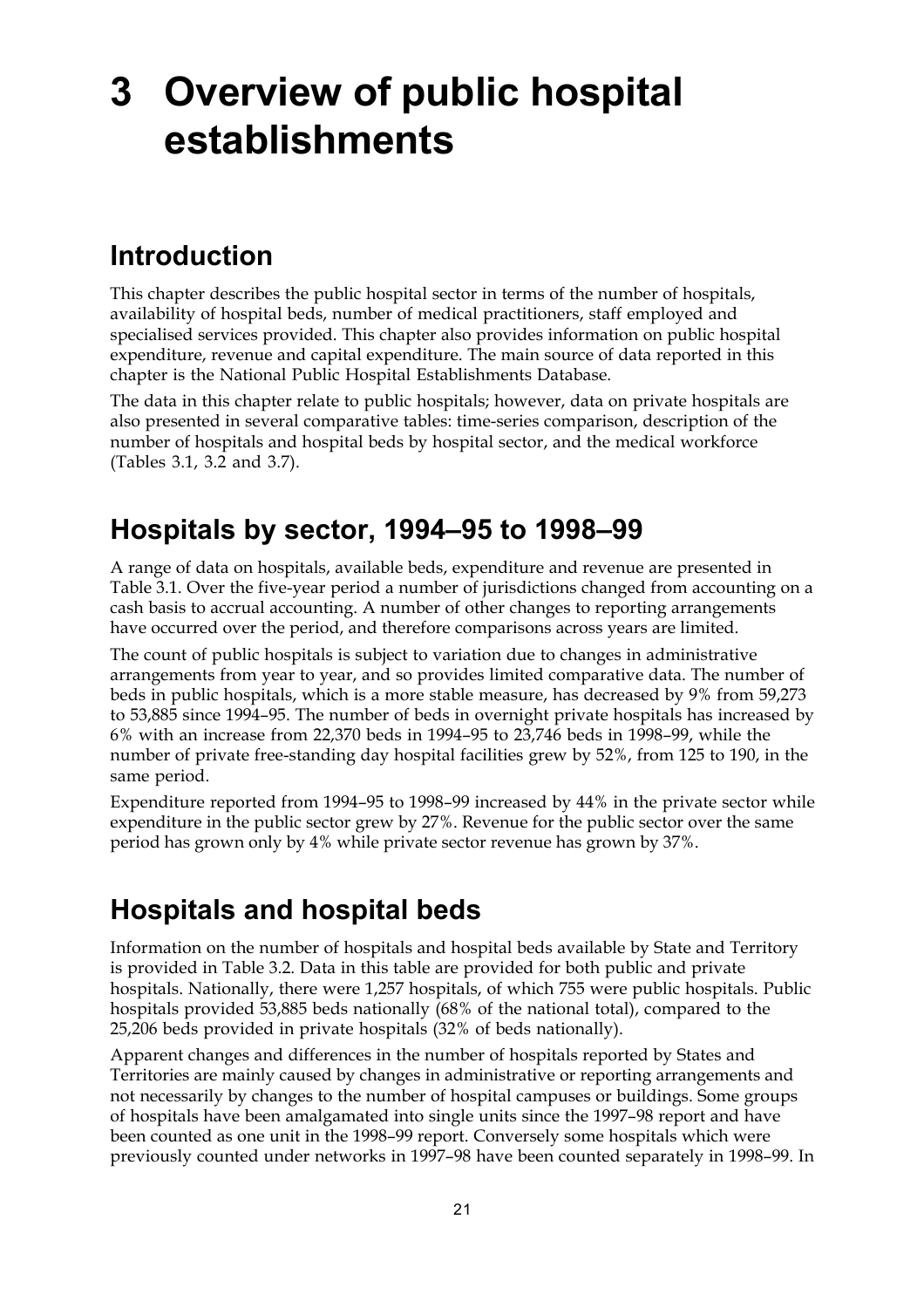# 3 Overview of public hospital establishments

## Introduction

This chapter describes the public hospital sector in terms of the number of hospitals, availability of hospital beds, number of medical practitioners, staff employed and specialised services provided. This chapter also provides information on public hospital expenditure, revenue and capital expenditure. The main source of data reported in this chapter is the National Public Hospital Establishments Database.

The data in this chapter relate to public hospitals; however, data on private hospitals are also presented in several comparative tables: time-series comparison, description of the number of hospitals and hospital beds by hospital sector, and the medical workforce (Tables 3.1, 3.2 and 3.7).

## Hospitals by sector, 1994–95 to 1998–99

A range of data on hospitals, available beds, expenditure and revenue are presented in Table 3.1. Over the five-year period a number of jurisdictions changed from accounting on a cash basis to accrual accounting. A number of other changes to reporting arrangements have occurred over the period, and therefore comparisons across years are limited.

The count of public hospitals is subject to variation due to changes in administrative arrangements from year to year, and so provides limited comparative data. The number of beds in public hospitals, which is a more stable measure, has decreased by 9% from 59,273 to 53,885 since 1994–95. The number of beds in overnight private hospitals has increased by 6% with an increase from 22,370 beds in 1994–95 to 23,746 beds in 1998–99, while the number of private free-standing day hospital facilities grew by 52%, from 125 to 190, in the same period.

Expenditure reported from 1994–95 to 1998–99 increased by 44% in the private sector while expenditure in the public sector grew by 27%. Revenue for the public sector over the same period has grown only by 4% while private sector revenue has grown by 37%.

## Hospitals and hospital beds

Information on the number of hospitals and hospital beds available by State and Territory is provided in Table 3.2. Data in this table are provided for both public and private hospitals. Nationally, there were 1,257 hospitals, of which 755 were public hospitals. Public hospitals provided 53,885 beds nationally (68% of the national total), compared to the 25,206 beds provided in private hospitals (32% of beds nationally).

Apparent changes and differences in the number of hospitals reported by States and Territories are mainly caused by changes in administrative or reporting arrangements and not necessarily by changes to the number of hospital campuses or buildings. Some groups of hospitals have been amalgamated into single units since the 1997–98 report and have been counted as one unit in the 1998–99 report. Conversely some hospitals which were previously counted under networks in 1997–98 have been counted separately in 1998–99. In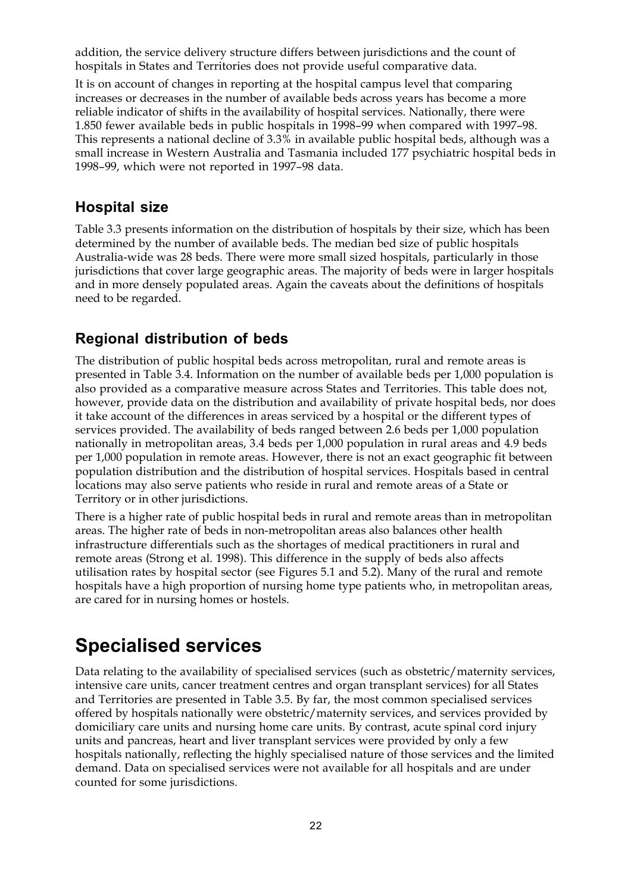addition, the service delivery structure differs between jurisdictions and the count of hospitals in States and Territories does not provide useful comparative data.

It is on account of changes in reporting at the hospital campus level that comparing increases or decreases in the number of available beds across years has become a more reliable indicator of shifts in the availability of hospital services. Nationally, there were 1.850 fewer available beds in public hospitals in 1998–99 when compared with 1997–98. This represents a national decline of 3.3% in available public hospital beds, although was a small increase in Western Australia and Tasmania included 177 psychiatric hospital beds in 1998–99, which were not reported in 1997–98 data.

### Hospital size

Table 3.3 presents information on the distribution of hospitals by their size, which has been determined by the number of available beds. The median bed size of public hospitals Australia-wide was 28 beds. There were more small sized hospitals, particularly in those jurisdictions that cover large geographic areas. The majority of beds were in larger hospitals and in more densely populated areas. Again the caveats about the definitions of hospitals need to be regarded.

### Regional distribution of beds

The distribution of public hospital beds across metropolitan, rural and remote areas is presented in Table 3.4. Information on the number of available beds per 1,000 population is also provided as a comparative measure across States and Territories. This table does not, however, provide data on the distribution and availability of private hospital beds, nor does it take account of the differences in areas serviced by a hospital or the different types of services provided. The availability of beds ranged between 2.6 beds per 1,000 population nationally in metropolitan areas, 3.4 beds per 1,000 population in rural areas and 4.9 beds per 1,000 population in remote areas. However, there is not an exact geographic fit between population distribution and the distribution of hospital services. Hospitals based in central locations may also serve patients who reside in rural and remote areas of a State or Territory or in other jurisdictions.

There is a higher rate of public hospital beds in rural and remote areas than in metropolitan areas. The higher rate of beds in non-metropolitan areas also balances other health infrastructure differentials such as the shortages of medical practitioners in rural and remote areas (Strong et al. 1998). This difference in the supply of beds also affects utilisation rates by hospital sector (see Figures 5.1 and 5.2). Many of the rural and remote hospitals have a high proportion of nursing home type patients who, in metropolitan areas, are cared for in nursing homes or hostels.

## Specialised services

Data relating to the availability of specialised services (such as obstetric/maternity services, intensive care units, cancer treatment centres and organ transplant services) for all States and Territories are presented in Table 3.5. By far, the most common specialised services offered by hospitals nationally were obstetric/maternity services, and services provided by domiciliary care units and nursing home care units. By contrast, acute spinal cord injury units and pancreas, heart and liver transplant services were provided by only a few hospitals nationally, reflecting the highly specialised nature of those services and the limited demand. Data on specialised services were not available for all hospitals and are under counted for some jurisdictions.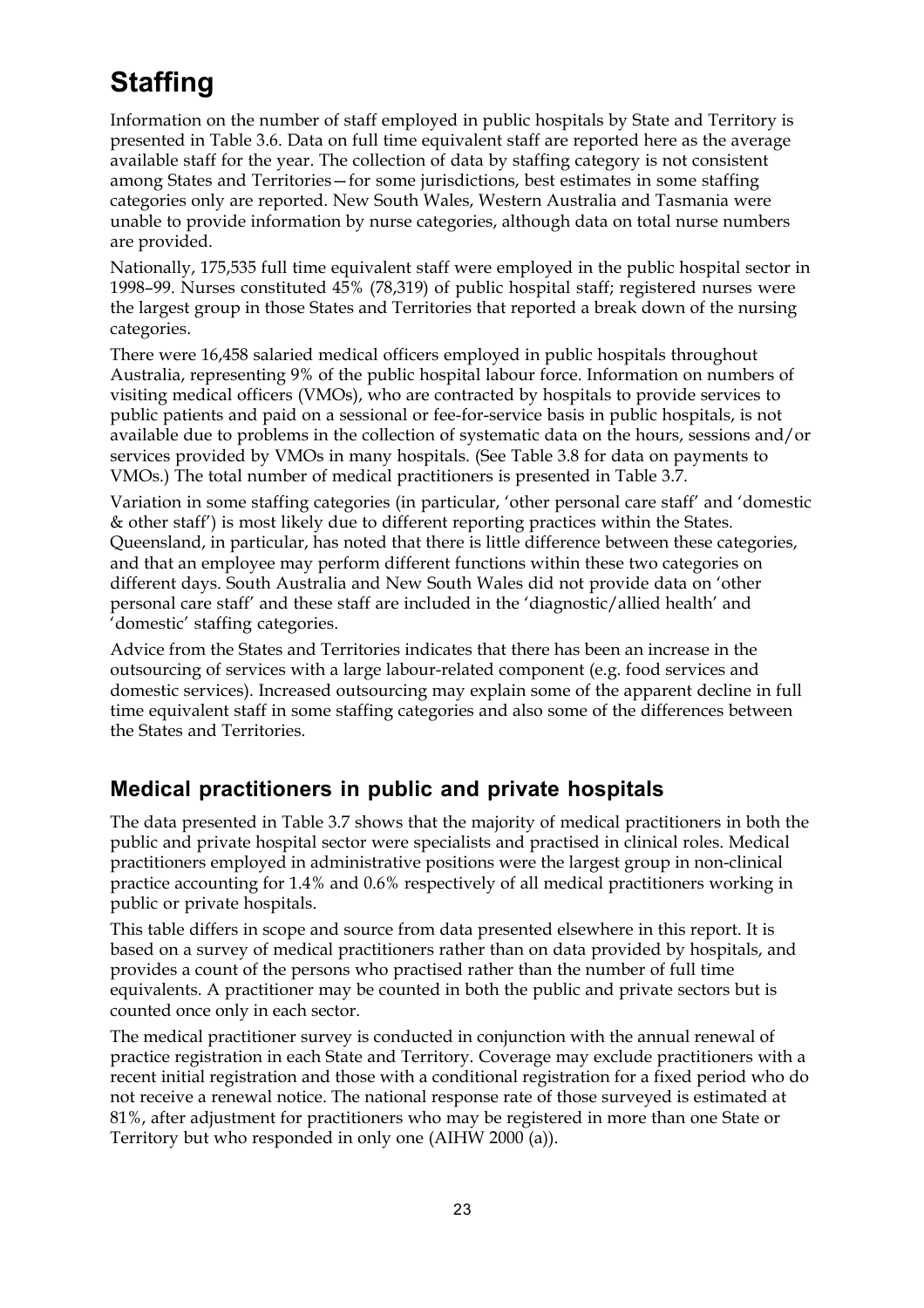# Staffing

Information on the number of staff employed in public hospitals by State and Territory is presented in Table 3.6. Data on full time equivalent staff are reported here as the average available staff for the year. The collection of data by staffing category is not consistent among States and Territories—for some jurisdictions, best estimates in some staffing categories only are reported. New South Wales, Western Australia and Tasmania were unable to provide information by nurse categories, although data on total nurse numbers are provided.

Nationally, 175,535 full time equivalent staff were employed in the public hospital sector in 1998–99. Nurses constituted 45% (78,319) of public hospital staff; registered nurses were the largest group in those States and Territories that reported a break down of the nursing categories.

There were 16,458 salaried medical officers employed in public hospitals throughout Australia, representing 9% of the public hospital labour force. Information on numbers of visiting medical officers (VMOs), who are contracted by hospitals to provide services to public patients and paid on a sessional or fee-for-service basis in public hospitals, is not available due to problems in the collection of systematic data on the hours, sessions and/or services provided by VMOs in many hospitals. (See Table 3.8 for data on payments to VMOs.) The total number of medical practitioners is presented in Table 3.7.

Variation in some staffing categories (in particular, 'other personal care staff' and 'domestic & other staff') is most likely due to different reporting practices within the States. Queensland, in particular, has noted that there is little difference between these categories, and that an employee may perform different functions within these two categories on different days. South Australia and New South Wales did not provide data on 'other personal care staff' and these staff are included in the 'diagnostic/allied health' and 'domestic' staffing categories.

Advice from the States and Territories indicates that there has been an increase in the outsourcing of services with a large labour-related component (e.g. food services and domestic services). Increased outsourcing may explain some of the apparent decline in full time equivalent staff in some staffing categories and also some of the differences between the States and Territories.

## Medical practitioners in public and private hospitals

The data presented in Table 3.7 shows that the majority of medical practitioners in both the public and private hospital sector were specialists and practised in clinical roles. Medical practitioners employed in administrative positions were the largest group in non-clinical practice accounting for 1.4% and 0.6% respectively of all medical practitioners working in public or private hospitals.

This table differs in scope and source from data presented elsewhere in this report. It is based on a survey of medical practitioners rather than on data provided by hospitals, and provides a count of the persons who practised rather than the number of full time equivalents. A practitioner may be counted in both the public and private sectors but is counted once only in each sector.

The medical practitioner survey is conducted in conjunction with the annual renewal of practice registration in each State and Territory. Coverage may exclude practitioners with a recent initial registration and those with a conditional registration for a fixed period who do not receive a renewal notice. The national response rate of those surveyed is estimated at 81%, after adjustment for practitioners who may be registered in more than one State or Territory but who responded in only one (AIHW 2000 (a)).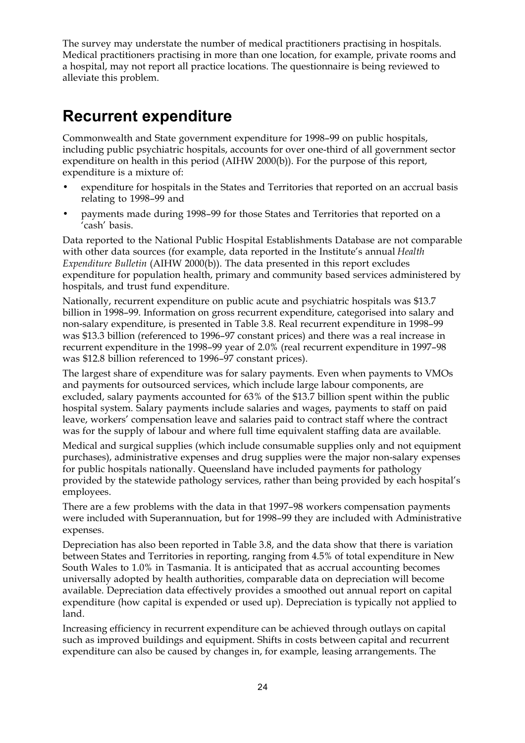The survey may understate the number of medical practitioners practising in hospitals. Medical practitioners practising in more than one location, for example, private rooms and a hospital, may not report all practice locations. The questionnaire is being reviewed to alleviate this problem.

# Recurrent expenditure

Commonwealth and State government expenditure for 1998–99 on public hospitals, including public psychiatric hospitals, accounts for over one-third of all government sector expenditure on health in this period (AIHW 2000(b)). For the purpose of this report, expenditure is a mixture of:

- expenditure for hospitals in the States and Territories that reported on an accrual basis relating to 1998–99 and
- payments made during 1998–99 for those States and Territories that reported on a 'cash' basis.

Data reported to the National Public Hospital Establishments Database are not comparable with other data sources (for example, data reported in the Institute's annual *Health Expenditure Bulletin* (AIHW 2000(b)). The data presented in this report excludes expenditure for population health, primary and community based services administered by hospitals, and trust fund expenditure.

Nationally, recurrent expenditure on public acute and psychiatric hospitals was $13.7 billion in 1998–99. Information on gross recurrent expenditure, categorised into salary and non-salary expenditure, is presented in Table 3.8. Real recurrent expenditure in 1998–99 was $13.3 billion (referenced to 1996–97 constant prices) and there was a real increase in recurrent expenditure in the 1998–99 year of 2.0% (real recurrent expenditure in 1997–98 was $12.8 billion referenced to 1996–97 constant prices).

The largest share of expenditure was for salary payments. Even when payments to VMOs and payments for outsourced services, which include large labour components, are excluded, salary payments accounted for 63% of the $13.7 billion spent within the public hospital system. Salary payments include salaries and wages, payments to staff on paid leave, workers' compensation leave and salaries paid to contract staff where the contract was for the supply of labour and where full time equivalent staffing data are available.

Medical and surgical supplies (which include consumable supplies only and not equipment purchases), administrative expenses and drug supplies were the major non-salary expenses for public hospitals nationally. Queensland have included payments for pathology provided by the statewide pathology services, rather than being provided by each hospital's employees.

There are a few problems with the data in that 1997–98 workers compensation payments were included with Superannuation, but for 1998–99 they are included with Administrative expenses.

Depreciation has also been reported in Table 3.8, and the data show that there is variation between States and Territories in reporting, ranging from 4.5% of total expenditure in New South Wales to 1.0% in Tasmania. It is anticipated that as accrual accounting becomes universally adopted by health authorities, comparable data on depreciation will become available. Depreciation data effectively provides a smoothed out annual report on capital expenditure (how capital is expended or used up). Depreciation is typically not applied to land.

Increasing efficiency in recurrent expenditure can be achieved through outlays on capital such as improved buildings and equipment. Shifts in costs between capital and recurrent expenditure can also be caused by changes in, for example, leasing arrangements. The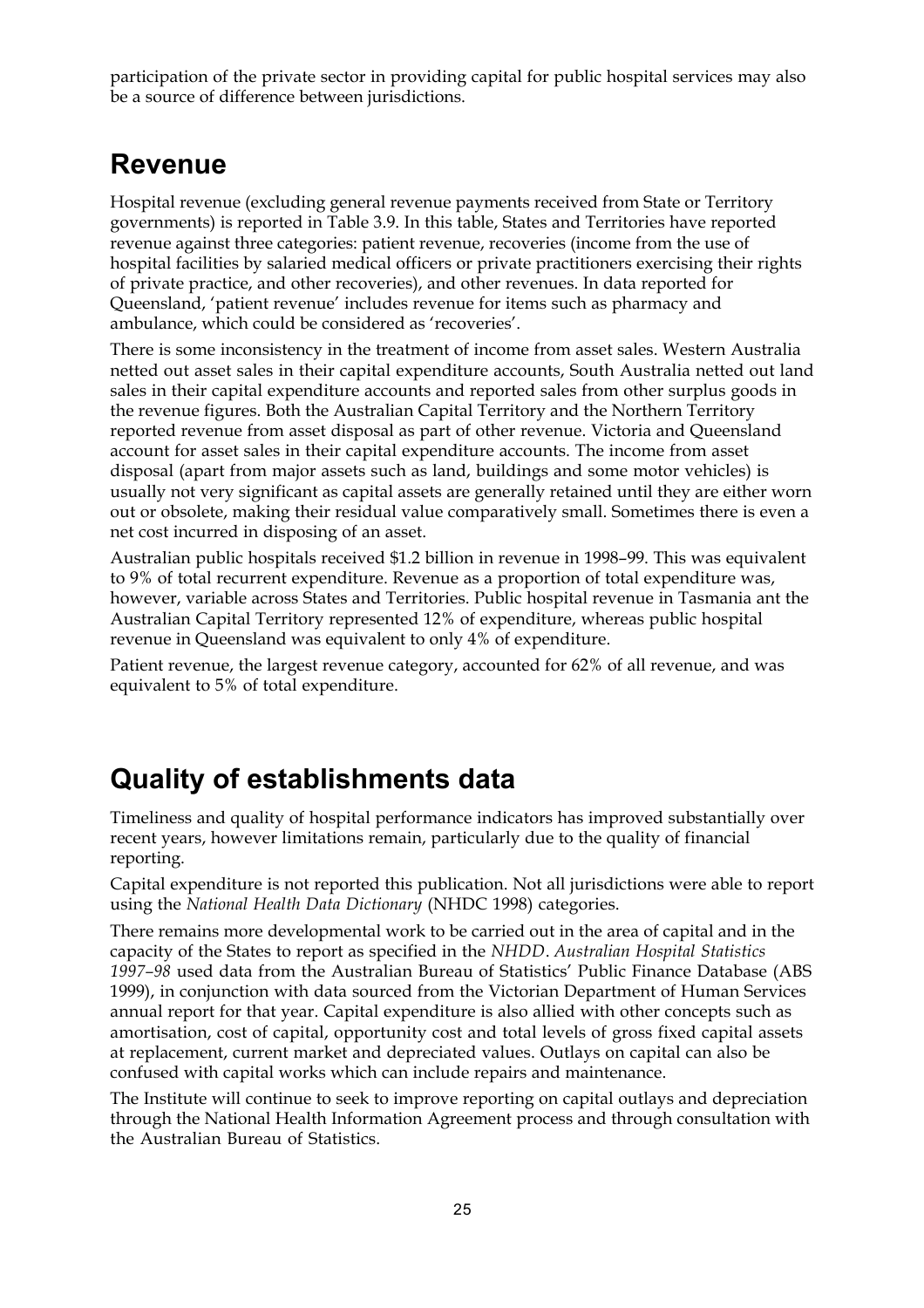participation of the private sector in providing capital for public hospital services may also be a source of difference between jurisdictions.

## Revenue

Hospital revenue (excluding general revenue payments received from State or Territory governments) is reported in Table 3.9. In this table, States and Territories have reported revenue against three categories: patient revenue, recoveries (income from the use of hospital facilities by salaried medical officers or private practitioners exercising their rights of private practice, and other recoveries), and other revenues. In data reported for Queensland, 'patient revenue' includes revenue for items such as pharmacy and ambulance, which could be considered as 'recoveries'.

There is some inconsistency in the treatment of income from asset sales. Western Australia netted out asset sales in their capital expenditure accounts, South Australia netted out land sales in their capital expenditure accounts and reported sales from other surplus goods in the revenue figures. Both the Australian Capital Territory and the Northern Territory reported revenue from asset disposal as part of other revenue. Victoria and Queensland account for asset sales in their capital expenditure accounts. The income from asset disposal (apart from major assets such as land, buildings and some motor vehicles) is usually not very significant as capital assets are generally retained until they are either worn out or obsolete, making their residual value comparatively small. Sometimes there is even a net cost incurred in disposing of an asset.

Australian public hospitals received $1.2 billion in revenue in 1998–99. This was equivalent to 9% of total recurrent expenditure. Revenue as a proportion of total expenditure was, however, variable across States and Territories. Public hospital revenue in Tasmania ant the Australian Capital Territory represented 12% of expenditure, whereas public hospital revenue in Queensland was equivalent to only 4% of expenditure.

Patient revenue, the largest revenue category, accounted for 62% of all revenue, and was equivalent to 5% of total expenditure.

## Quality of establishments data

Timeliness and quality of hospital performance indicators has improved substantially over recent years, however limitations remain, particularly due to the quality of financial reporting.

Capital expenditure is not reported this publication. Not all jurisdictions were able to report using the *National Health Data Dictionary* (NHDC 1998) categories.

There remains more developmental work to be carried out in the area of capital and in the capacity of the States to report as specified in the *NHDD*. *Australian Hospital Statistics 1997–98* used data from the Australian Bureau of Statistics' Public Finance Database (ABS 1999), in conjunction with data sourced from the Victorian Department of Human Services annual report for that year. Capital expenditure is also allied with other concepts such as amortisation, cost of capital, opportunity cost and total levels of gross fixed capital assets at replacement, current market and depreciated values. Outlays on capital can also be confused with capital works which can include repairs and maintenance.

The Institute will continue to seek to improve reporting on capital outlays and depreciation through the National Health Information Agreement process and through consultation with the Australian Bureau of Statistics.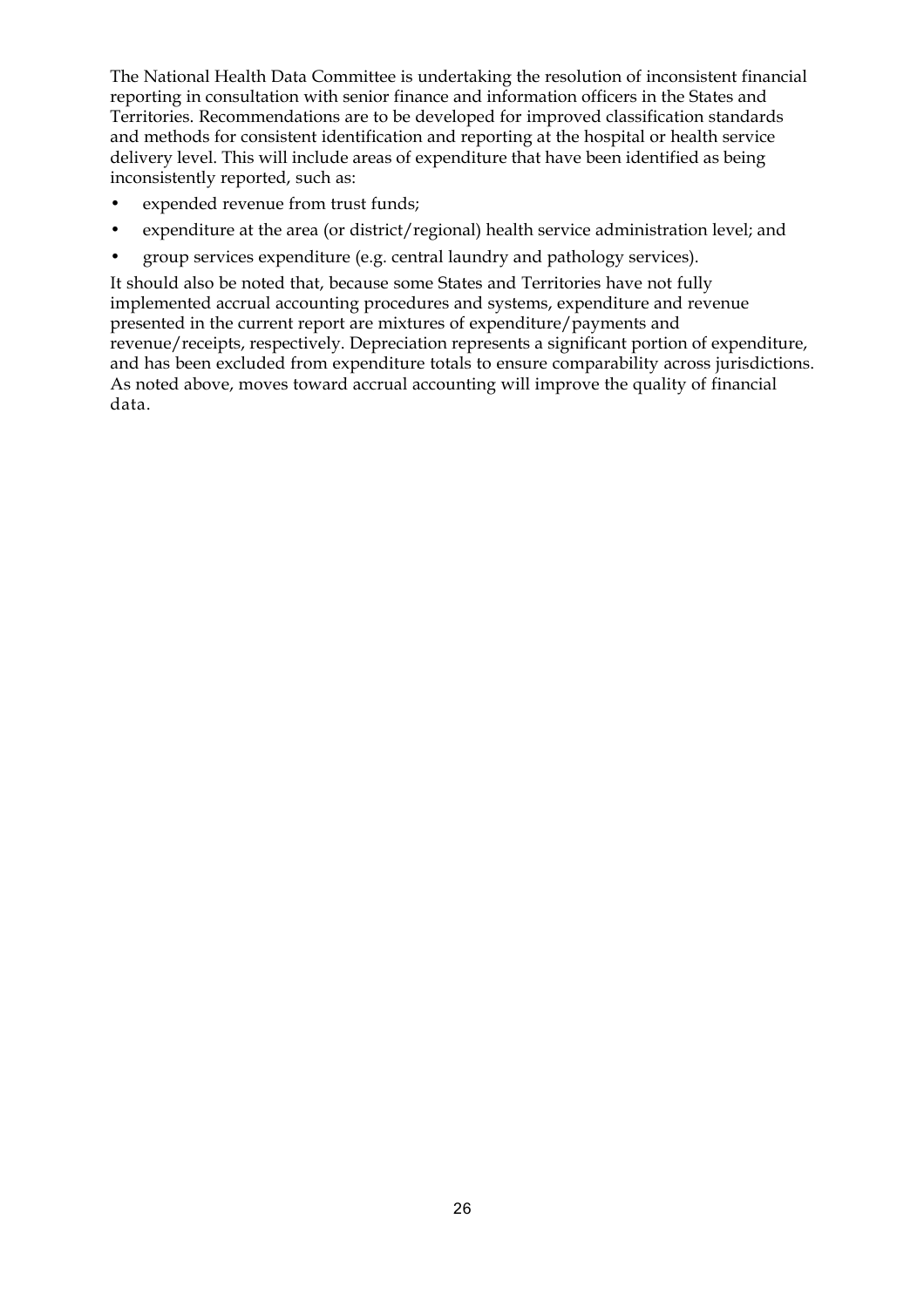The National Health Data Committee is undertaking the resolution of inconsistent financial reporting in consultation with senior finance and information officers in the States and Territories. Recommendations are to be developed for improved classification standards and methods for consistent identification and reporting at the hospital or health service delivery level. This will include areas of expenditure that have been identified as being inconsistently reported, such as:

- expended revenue from trust funds;
- expenditure at the area (or district/regional) health service administration level; and
- group services expenditure (e.g. central laundry and pathology services).

It should also be noted that, because some States and Territories have not fully implemented accrual accounting procedures and systems, expenditure and revenue presented in the current report are mixtures of expenditure/payments and revenue/receipts, respectively. Depreciation represents a significant portion of expenditure, and has been excluded from expenditure totals to ensure comparability across jurisdictions. As noted above, moves toward accrual accounting will improve the quality of financial data.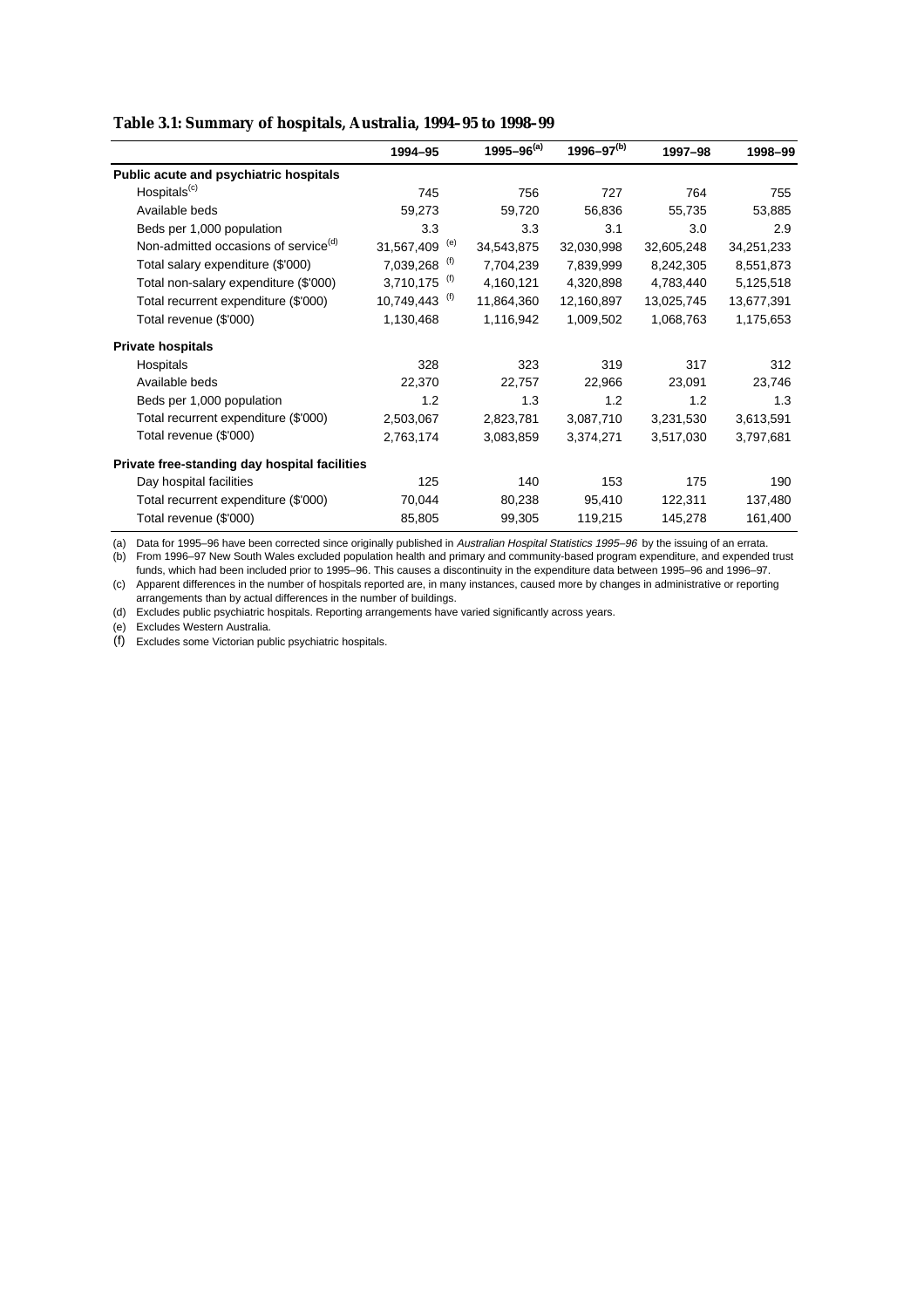**Table 3.1: Summary of hospitals, Australia, 1994–95 to 1998–99**

| | 1994–95 | 1995–96[(a)] | 1996–97[(b)] | 1997–98 | 1998–99 |
|---|---|---|---|---|---|
| **Public acute and psychiatric hospitals** | | | | | |
| Hospitals[(c)] | 745 | 756 | 727 | 764 | 755 |
| Available beds | 59,273 | 59,720 | 56,836 | 55,735 | 53,885 |
| Beds per 1,000 population | 3.3 | 3.3 | 3.1 | 3.0 | 2.9 |
| Non-admitted occasions of service[(d)] | 31,567,409 [(e)] | 34,543,875 | 32,030,998 | 32,605,248 | 34,251,233 |
| Total salary expenditure ($'000) | 7,039,268 [(f)] | 7,704,239 | 7,839,999 | 8,242,305 | 8,551,873 |
| Total non-salary expenditure ($'000) | 3,710,175 [(f)] | 4,160,121 | 4,320,898 | 4,783,440 | 5,125,518 |
| Total recurrent expenditure ($'000) | 10,749,443 [(f)] | 11,864,360 | 12,160,897 | 13,025,745 | 13,677,391 |
| Total revenue ($'000) | 1,130,468 | 1,116,942 | 1,009,502 | 1,068,763 | 1,175,653 |
| **Private hospitals** | | | | | |
| Hospitals | 328 | 323 | 319 | 317 | 312 |
| Available beds | 22,370 | 22,757 | 22,966 | 23,091 | 23,746 |
| Beds per 1,000 population | 1.2 | 1.3 | 1.2 | 1.2 | 1.3 |
| Total recurrent expenditure ($'000) | 2,503,067 | 2,823,781 | 3,087,710 | 3,231,530 | 3,613,591 |
| Total revenue ($'000) | 2,763,174 | 3,083,859 | 3,374,271 | 3,517,030 | 3,797,681 |
| **Private free-standing day hospital facilities** | | | | | |
| Day hospital facilities | 125 | 140 | 153 | 175 | 190 |
| Total recurrent expenditure ($'000) | 70,044 | 80,238 | 95,410 | 122,311 | 137,480 |
| Total revenue ($'000) | 85,805 | 99,305 | 119,215 | 145,278 | 161,400 |

(a) Data for 1995–96 have been corrected since originally published in *Australian Hospital Statistics 1995–96* by the issuing of an errata.

(b) From 1996–97 New South Wales excluded population health and primary and community-based program expenditure, and expended trust funds, which had been included prior to 1995–96. This causes a discontinuity in the expenditure data between 1995–96 and 1996–97.

(c) Apparent differences in the number of hospitals reported are, in many instances, caused more by changes in administrative or reporting arrangements than by actual differences in the number of buildings.

(d) Excludes public psychiatric hospitals. Reporting arrangements have varied significantly across years.

(e) Excludes Western Australia.

(f) Excludes some Victorian public psychiatric hospitals.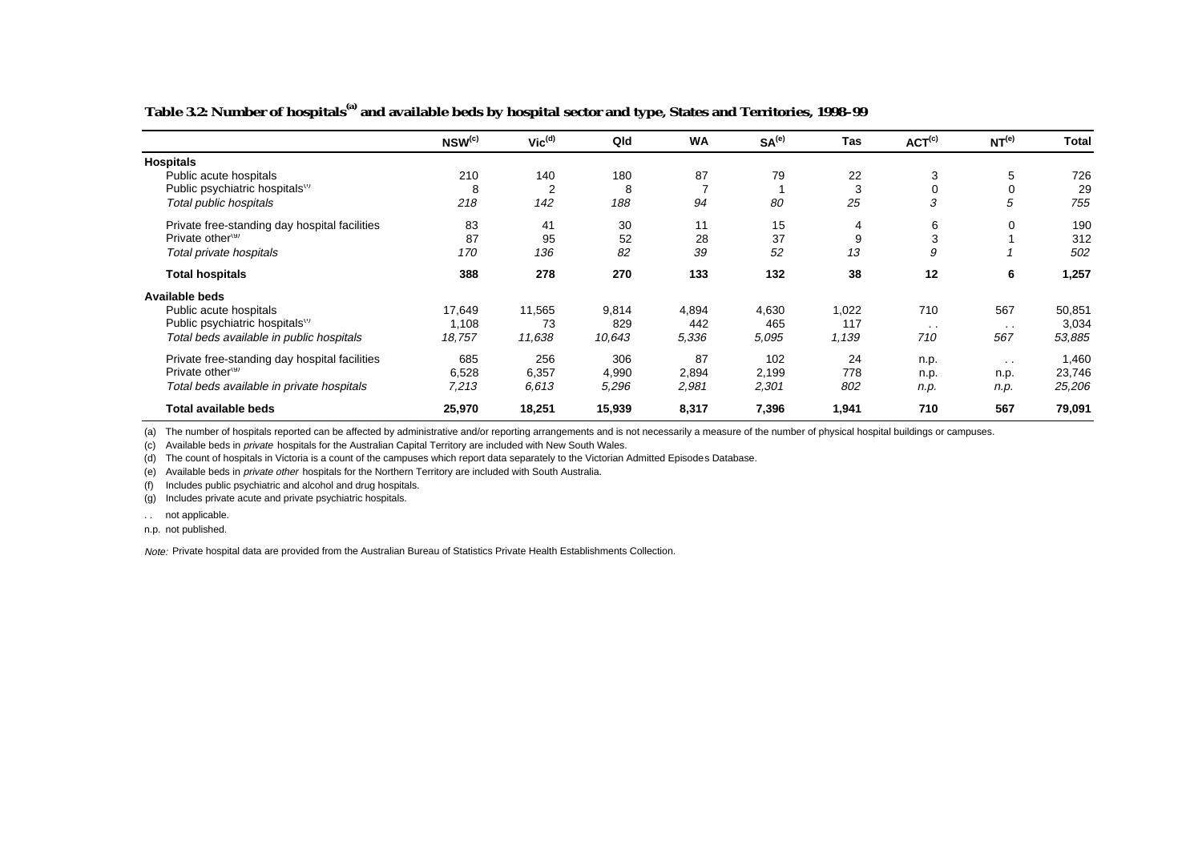**Table 3.2: Number of hospitals[(a)] and available beds by hospital sector and type, States and Territories, 1998–99**

| | NSW[(c)] | Vic[(d)] | Qld | WA | SA[(e)] | Tas | ACT[(c)] | NT[(e)] | Total |
|---|---|---|---|---|---|---|---|---|---|
| **Hospitals** | | | | | | | | | |
| Public acute hospitals | 210 | 140 | 180 | 87 | 79 | 22 | 3 | 5 | 726 |
| Public psychiatric hospitals[(f)] | 8 | 2 | 8 | 7 | 1 | 3 | 0 | 0 | 29 |
| *Total public hospitals* | *218* | *142* | *188* | *94* | *80* | *25* | *3* | *5* | *755* |
| Private free-standing day hospital facilities | 83 | 41 | 30 | 11 | 15 | 4 | 6 | 0 | 190 |
| Private other[(g)] | 87 | 95 | 52 | 28 | 37 | 9 | 3 | 1 | 312 |
| *Total private hospitals* | *170* | *136* | *82* | *39* | *52* | *13* | *9* | *1* | *502* |
| **Total hospitals** | **388** | **278** | **270** | **133** | **132** | **38** | **12** | **6** | **1,257** |
| **Available beds** | | | | | | | | | |
| Public acute hospitals | 17,649 | 11,565 | 9,814 | 4,894 | 4,630 | 1,022 | 710 | 567 | 50,851 |
| Public psychiatric hospitals[(f)] | 1,108 | 73 | 829 | 442 | 465 | 117 | . . | . . | 3,034 |
| *Total beds available in public hospitals* | *18,757* | *11,638* | *10,643* | *5,336* | *5,095* | *1,139* | *710* | *567* | *53,885* |
| Private free-standing day hospital facilities | 685 | 256 | 306 | 87 | 102 | 24 | n.p. | . . | 1,460 |
| Private other[(g)] | 6,528 | 6,357 | 4,990 | 2,894 | 2,199 | 778 | n.p. | n.p. | 23,746 |
| *Total beds available in private hospitals* | *7,213* | *6,613* | *5,296* | *2,981* | *2,301* | *802* | *n.p.* | *n.p.* | *25,206* |
| **Total available beds** | **25,970** | **18,251** | **15,939** | **8,317** | **7,396** | **1,941** | **710** | **567** | **79,091** |

(a) The number of hospitals reported can be affected by administrative and/or reporting arrangements and is not necessarily a measure of the number of physical hospital buildings or campuses.

(c) Available beds in *private* hospitals for the Australian Capital Territory are included with New South Wales.

(d) The count of hospitals in Victoria is a count of the campuses which report data separately to the Victorian Admitted Episodes Database.

(e) Available beds in *private other* hospitals for the Northern Territory are included with South Australia.

(f) Includes public psychiatric and alcohol and drug hospitals.

(g) Includes private acute and private psychiatric hospitals.

. . not applicable.

n.p. not published.

*Note:* Private hospital data are provided from the Australian Bureau of Statistics Private Health Establishments Collection.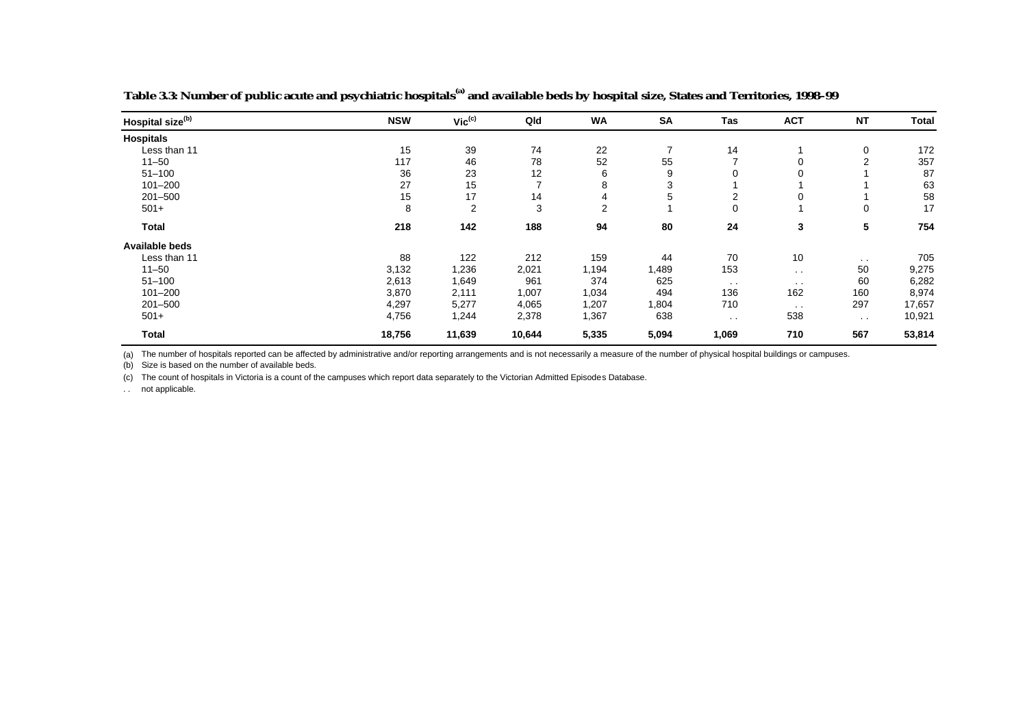**Table 3.3: Number of public acute and psychiatric hospitals[(a)] and available beds by hospital size, States and Territories, 1998–99**

| Hospital size[(b)] | NSW | Vic[(c)] | Qld | WA | SA | Tas | ACT | NT | Total |
|---|---|---|---|---|---|---|---|---|---|
| **Hospitals** | | | | | | | | | |
| Less than 11 | 15 | 39 | 74 | 22 | 7 | 14 | 1 | 0 | 172 |
| 11–50 | 117 | 46 | 78 | 52 | 55 | 7 | 0 | 2 | 357 |
| 51–100 | 36 | 23 | 12 | 6 | 9 | 0 | 0 | 1 | 87 |
| 101–200 | 27 | 15 | 7 | 8 | 3 | 1 | 1 | 1 | 63 |
| 201–500 | 15 | 17 | 14 | 4 | 5 | 2 | 0 | 1 | 58 |
| 501+ | 8 | 2 | 3 | 2 | 1 | 0 | 1 | 0 | 17 |
| **Total** | **218** | **142** | **188** | **94** | **80** | **24** | **3** | **5** | **754** |
| **Available beds** | | | | | | | | | |
| Less than 11 | 88 | 122 | 212 | 159 | 44 | 70 | 10 | . . | 705 |
| 11–50 | 3,132 | 1,236 | 2,021 | 1,194 | 1,489 | 153 | . . | 50 | 9,275 |
| 51–100 | 2,613 | 1,649 | 961 | 374 | 625 | . . | . . | 60 | 6,282 |
| 101–200 | 3,870 | 2,111 | 1,007 | 1,034 | 494 | 136 | 162 | 160 | 8,974 |
| 201–500 | 4,297 | 5,277 | 4,065 | 1,207 | 1,804 | 710 | . . | 297 | 17,657 |
| 501+ | 4,756 | 1,244 | 2,378 | 1,367 | 638 | . . | 538 | . . | 10,921 |
| **Total** | **18,756** | **11,639** | **10,644** | **5,335** | **5,094** | **1,069** | **710** | **567** | **53,814** |

(a) The number of hospitals reported can be affected by administrative and/or reporting arrangements and is not necessarily a measure of the number of physical hospital buildings or campuses.

(b) Size is based on the number of available beds.

(c) The count of hospitals in Victoria is a count of the campuses which report data separately to the Victorian Admitted Episodes Database.

. . not applicable.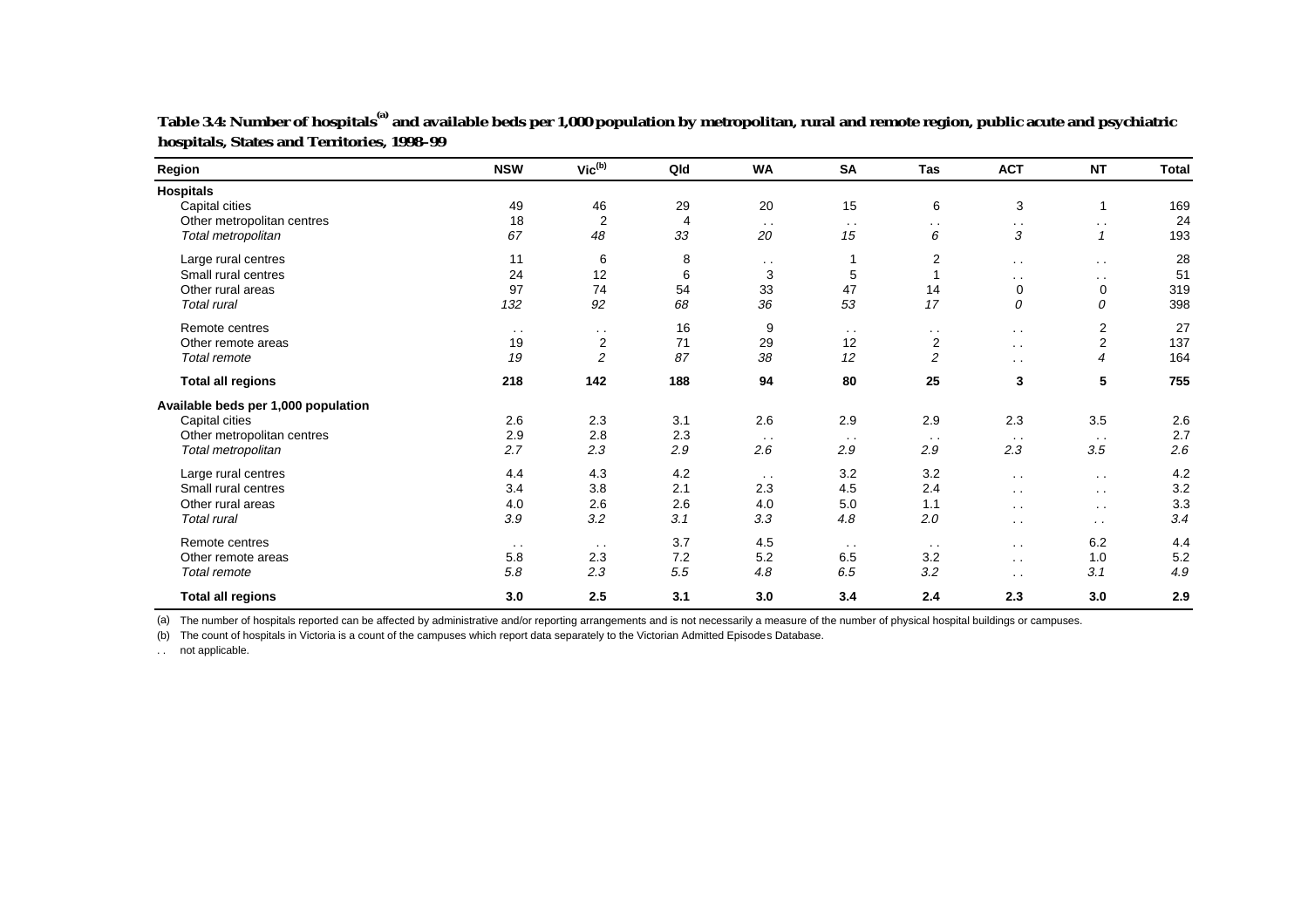**Table 3.4: Number of hospitals[(a)] and available beds per 1,000 population by metropolitan, rural and remote region, public acute and psychiatric hospitals, States and Territories, 1998–99**

| Region | NSW | Vic[(b)] | Qld | WA | SA | Tas | ACT | NT | Total |
|---|---|---|---|---|---|---|---|---|---|
| **Hospitals** | | | | | | | | | |
| Capital cities | 49 | 46 | 29 | 20 | 15 | 6 | 3 | 1 | 169 |
| Other metropolitan centres | 18 | 2 | 4 | . . | . . | . . | . . | . . | 24 |
| *Total metropolitan* | *67* | *48* | *33* | *20* | *15* | *6* | *3* | *1* | *193* |
| Large rural centres | 11 | 6 | 8 | . . | 1 | 2 | . . | . . | 28 |
| Small rural centres | 24 | 12 | 6 | 3 | 5 | 1 | . . | . . | 51 |
| Other rural areas | 97 | 74 | 54 | 33 | 47 | 14 | 0 | 0 | 319 |
| *Total rural* | *132* | *92* | *68* | *36* | *53* | *17* | *0* | *0* | *398* |
| Remote centres | . . | . . | 16 | 9 | . . | . . | . . | 2 | 27 |
| Other remote areas | 19 | 2 | 71 | 29 | 12 | 2 | . . | 2 | 137 |
| *Total remote* | *19* | *2* | *87* | *38* | *12* | *2* | . . | *4* | *164* |
| **Total all regions** | **218** | **142** | **188** | **94** | **80** | **25** | **3** | **5** | **755** |
| **Available beds per 1,000 population** | | | | | | | | | |
| Capital cities | 2.6 | 2.3 | 3.1 | 2.6 | 2.9 | 2.9 | 2.3 | 3.5 | 2.6 |
| Other metropolitan centres | 2.9 | 2.8 | 2.3 | . . | . . | . . | . . | . . | 2.7 |
| *Total metropolitan* | *2.7* | *2.3* | *2.9* | *2.6* | *2.9* | *2.9* | *2.3* | *3.5* | *2.6* |
| Large rural centres | 4.4 | 4.3 | 4.2 | . . | 3.2 | 3.2 | . . | . . | 4.2 |
| Small rural centres | 3.4 | 3.8 | 2.1 | 2.3 | 4.5 | 2.4 | . . | . . | 3.2 |
| Other rural areas | 4.0 | 2.6 | 2.6 | 4.0 | 5.0 | 1.1 | . . | . . | 3.3 |
| *Total rural* | *3.9* | *3.2* | *3.1* | *3.3* | *4.8* | *2.0* | . . | . . | *3.4* |
| Remote centres | . . | . . | 3.7 | 4.5 | . . | . . | . . | 6.2 | 4.4 |
| Other remote areas | 5.8 | 2.3 | 7.2 | 5.2 | 6.5 | 3.2 | . . | 1.0 | 5.2 |
| *Total remote* | *5.8* | *2.3* | *5.5* | *4.8* | *6.5* | *3.2* | . . | *3.1* | *4.9* |
| **Total all regions** | **3.0** | **2.5** | **3.1** | **3.0** | **3.4** | **2.4** | **2.3** | **3.0** | **2.9** |

(a) The number of hospitals reported can be affected by administrative and/or reporting arrangements and is not necessarily a measure of the number of physical hospital buildings or campuses.

(b) The count of hospitals in Victoria is a count of the campuses which report data separately to the Victorian Admitted Episodes Database.

. . not applicable.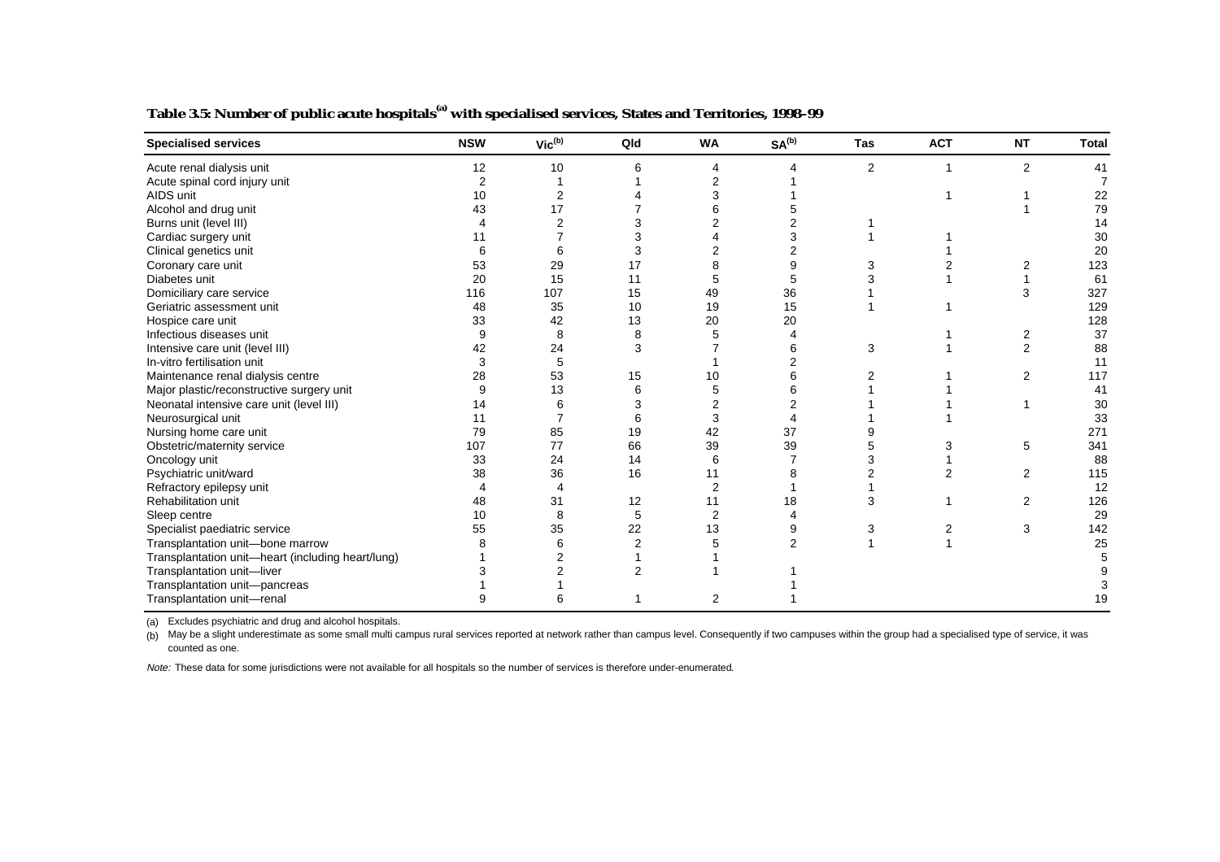**Table 3.5: Number of public acute hospitals[(a)] with specialised services, States and Territories, 1998–99**

| Specialised services | NSW | Vic[(b)] | Qld | WA | SA[(b)] | Tas | ACT | NT | Total |
|---|---|---|---|---|---|---|---|---|---|
| Acute renal dialysis unit | 12 | 10 | 6 | 4 | 4 | 2 | 1 | 2 | 41 |
| Acute spinal cord injury unit | 2 | 1 | 1 | 2 | 1 | | | | 7 |
| AIDS unit | 10 | 2 | 4 | 3 | 1 | | 1 | 1 | 22 |
| Alcohol and drug unit | 43 | 17 | 7 | 6 | 5 | | | 1 | 79 |
| Burns unit (level III) | 4 | 2 | 3 | 2 | 2 | 1 | | | 14 |
| Cardiac surgery unit | 11 | 7 | 3 | 4 | 3 | 1 | 1 | | 30 |
| Clinical genetics unit | 6 | 6 | 3 | 2 | 2 | | 1 | | 20 |
| Coronary care unit | 53 | 29 | 17 | 8 | 9 | 3 | 2 | 2 | 123 |
| Diabetes unit | 20 | 15 | 11 | 5 | 5 | 3 | 1 | 1 | 61 |
| Domiciliary care service | 116 | 107 | 15 | 49 | 36 | 1 | | 3 | 327 |
| Geriatric assessment unit | 48 | 35 | 10 | 19 | 15 | 1 | 1 | | 129 |
| Hospice care unit | 33 | 42 | 13 | 20 | 20 | | | | 128 |
| Infectious diseases unit | 9 | 8 | 8 | 5 | 4 | | 1 | 2 | 37 |
| Intensive care unit (level III) | 42 | 24 | 3 | 7 | 6 | 3 | 1 | 2 | 88 |
| In-vitro fertilisation unit | 3 | 5 | | 1 | 2 | | | | 11 |
| Maintenance renal dialysis centre | 28 | 53 | 15 | 10 | 6 | 2 | 1 | 2 | 117 |
| Major plastic/reconstructive surgery unit | 9 | 13 | 6 | 5 | 6 | 1 | 1 | | 41 |
| Neonatal intensive care unit (level III) | 14 | 6 | 3 | 2 | 2 | 1 | 1 | 1 | 30 |
| Neurosurgical unit | 11 | 7 | 6 | 3 | 4 | 1 | 1 | | 33 |
| Nursing home care unit | 79 | 85 | 19 | 42 | 37 | 9 | | | 271 |
| Obstetric/maternity service | 107 | 77 | 66 | 39 | 39 | 5 | 3 | 5 | 341 |
| Oncology unit | 33 | 24 | 14 | 6 | 7 | 3 | 1 | | 88 |
| Psychiatric unit/ward | 38 | 36 | 16 | 11 | 8 | 2 | 2 | 2 | 115 |
| Refractory epilepsy unit | 4 | 4 | | 2 | 1 | 1 | | | 12 |
| Rehabilitation unit | 48 | 31 | 12 | 11 | 18 | 3 | 1 | 2 | 126 |
| Sleep centre | 10 | 8 | 5 | 2 | 4 | | | | 29 |
| Specialist paediatric service | 55 | 35 | 22 | 13 | 9 | 3 | 2 | 3 | 142 |
| Transplantation unit—bone marrow | 8 | 6 | 2 | 5 | 2 | 1 | 1 | | 25 |
| Transplantation unit—heart (including heart/lung) | 1 | 2 | 1 | 1 | | | | | 5 |
| Transplantation unit—liver | 3 | 2 | 2 | 1 | 1 | | | | 9 |
| Transplantation unit—pancreas | 1 | 1 | | | 1 | | | | 3 |
| Transplantation unit—renal | 9 | 6 | 1 | 2 | 1 | | | | 19 |

(a) Excludes psychiatric and drug and alcohol hospitals.

(b) May be a slight underestimate as some small multi campus rural services reported at network rather than campus level. Consequently if two campuses within the group had a specialised type of service, it was counted as one.

*Note:* These data for some jurisdictions were not available for all hospitals so the number of services is therefore under-enumerated.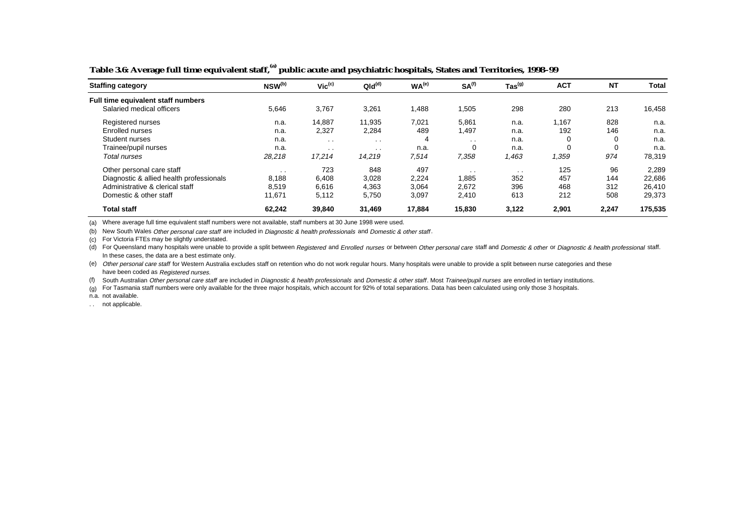**Table 3.6: Average full time equivalent staff,[(a)] public acute and psychiatric hospitals, States and Territories, 1998–99**

| Staffing category | NSW[(b)] | Vic[(c)] | Qld[(d)] | WA[(e)] | SA[(f)] | Tas[(g)] | ACT | NT | Total |
|---|---|---|---|---|---|---|---|---|---|
| **Full time equivalent staff numbers** | | | | | | | | | |
| Salaried medical officers | 5,646 | 3,767 | 3,261 | 1,488 | 1,505 | 298 | 280 | 213 | 16,458 |
| Registered nurses | n.a. | 14,887 | 11,935 | 7,021 | 5,861 | n.a. | 1,167 | 828 | n.a. |
| Enrolled nurses | n.a. | 2,327 | 2,284 | 489 | 1,497 | n.a. | 192 | 146 | n.a. |
| Student nurses | n.a. | . . | . . | 4 | . . | n.a. | 0 | 0 | n.a. |
| Trainee/pupil nurses | n.a. | . . | . . | n.a. | 0 | n.a. | 0 | 0 | n.a. |
| *Total nurses* | *28,218* | *17,214* | *14,219* | *7,514* | *7,358* | *1,463* | *1,359* | *974* | 78,319 |
| Other personal care staff | . . | 723 | 848 | 497 | . . | . . | 125 | 96 | 2,289 |
| Diagnostic & allied health professionals | 8,188 | 6,408 | 3,028 | 2,224 | 1,885 | 352 | 457 | 144 | 22,686 |
| Administrative & clerical staff | 8,519 | 6,616 | 4,363 | 3,064 | 2,672 | 396 | 468 | 312 | 26,410 |
| Domestic & other staff | 11,671 | 5,112 | 5,750 | 3,097 | 2,410 | 613 | 212 | 508 | 29,373 |
| **Total staff** | **62,242** | **39,840** | **31,469** | **17,884** | **15,830** | **3,122** | **2,901** | **2,247** | **175,535** |

(a) Where average full time equivalent staff numbers were not available, staff numbers at 30 June 1998 were used.

(b) New South Wales *Other personal care staff* are included in *Diagnostic & health professionals* and *Domestic & other staff*.

(c) For Victoria FTEs may be slightly understated.

(d) For Queensland many hospitals were unable to provide a split between *Registered* and *Enrolled nurses* or between *Other personal care* staff and *Domestic & other* or *Diagnostic & health professional* staff. In these cases, the data are a best estimate only.

(e) *Other personal care staff* for Western Australia excludes staff on retention who do not work regular hours. Many hospitals were unable to provide a split between nurse categories and these have been coded as *Registered nurses.*

(f) South Australian *Other personal care staff* are included in *Diagnostic & health professionals* and *Domestic & other staff*. Most *Trainee/pupil nurses* are enrolled in tertiary institutions.

(g) For Tasmania staff numbers were only available for the three major hospitals, which account for 92% of total separations. Data has been calculated using only those 3 hospitals.

n.a. not available.

. . not applicable.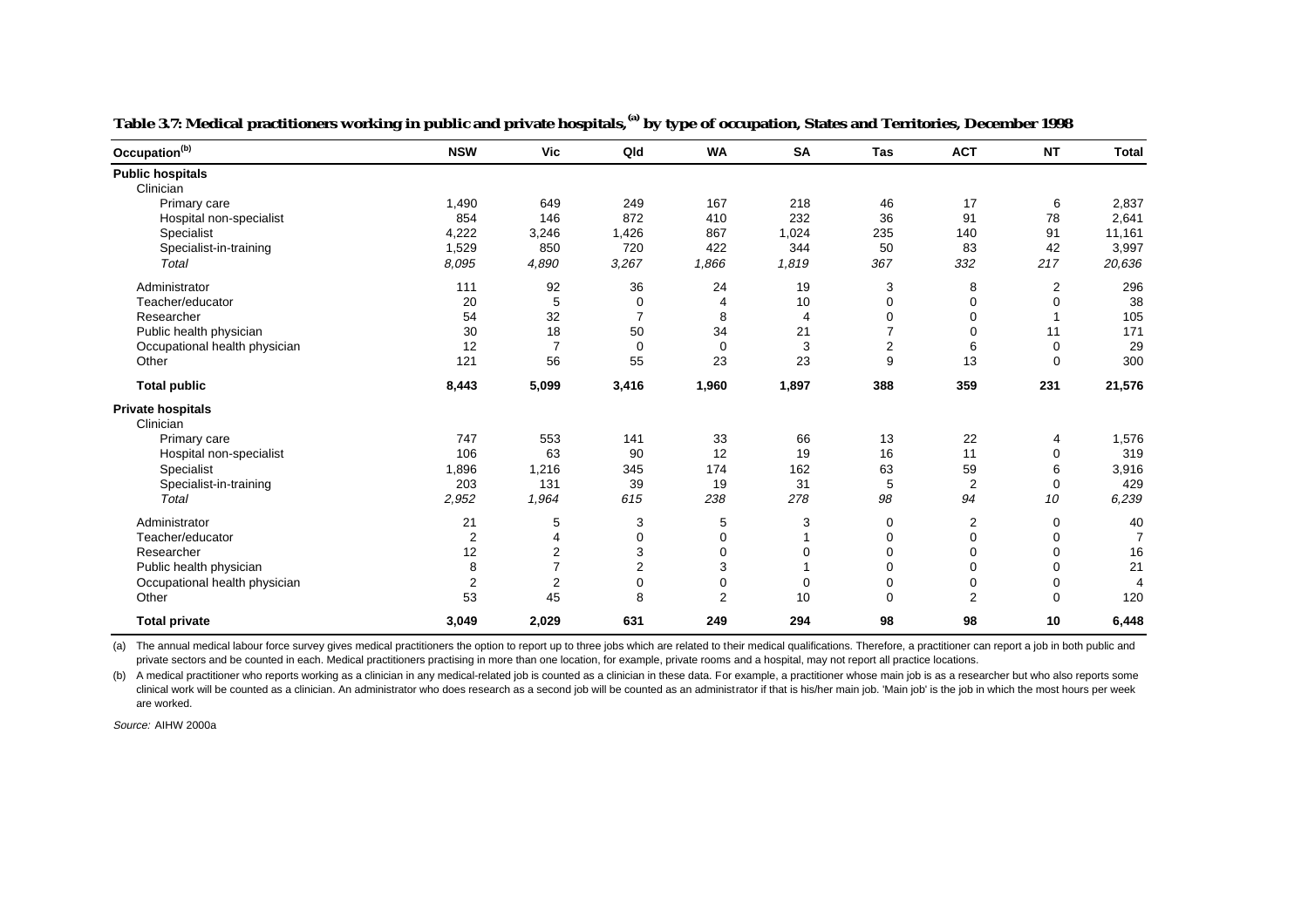**Table 3.7: Medical practitioners working in public and private hospitals,[(a)] by type of occupation, States and Territories, December 1998**

| Occupation[(b)] | NSW | Vic | Qld | WA | SA | Tas | ACT | NT | Total |
|---|---|---|---|---|---|---|---|---|---|
| **Public hospitals** | | | | | | | | | |
| Clinician | | | | | | | | | |
| Primary care | 1,490 | 649 | 249 | 167 | 218 | 46 | 17 | 6 | 2,837 |
| Hospital non-specialist | 854 | 146 | 872 | 410 | 232 | 36 | 91 | 78 | 2,641 |
| Specialist | 4,222 | 3,246 | 1,426 | 867 | 1,024 | 235 | 140 | 91 | 11,161 |
| Specialist-in-training | 1,529 | 850 | 720 | 422 | 344 | 50 | 83 | 42 | 3,997 |
| *Total* | *8,095* | *4,890* | *3,267* | *1,866* | *1,819* | *367* | *332* | *217* | *20,636* |
| Administrator | 111 | 92 | 36 | 24 | 19 | 3 | 8 | 2 | 296 |
| Teacher/educator | 20 | 5 | 0 | 4 | 10 | 0 | 0 | 0 | 38 |
| Researcher | 54 | 32 | 7 | 8 | 4 | 0 | 0 | 1 | 105 |
| Public health physician | 30 | 18 | 50 | 34 | 21 | 7 | 0 | 11 | 171 |
| Occupational health physician | 12 | 7 | 0 | 0 | 3 | 2 | 6 | 0 | 29 |
| Other | 121 | 56 | 55 | 23 | 23 | 9 | 13 | 0 | 300 |
| **Total public** | **8,443** | **5,099** | **3,416** | **1,960** | **1,897** | **388** | **359** | **231** | **21,576** |
| **Private hospitals** | | | | | | | | | |
| Clinician | | | | | | | | | |
| Primary care | 747 | 553 | 141 | 33 | 66 | 13 | 22 | 4 | 1,576 |
| Hospital non-specialist | 106 | 63 | 90 | 12 | 19 | 16 | 11 | 0 | 319 |
| Specialist | 1,896 | 1,216 | 345 | 174 | 162 | 63 | 59 | 6 | 3,916 |
| Specialist-in-training | 203 | 131 | 39 | 19 | 31 | 5 | 2 | 0 | 429 |
| *Total* | *2,952* | *1,964* | *615* | *238* | *278* | *98* | *94* | *10* | *6,239* |
| Administrator | 21 | 5 | 3 | 5 | 3 | 0 | 2 | 0 | 40 |
| Teacher/educator | 2 | 4 | 0 | 0 | 1 | 0 | 0 | 0 | 7 |
| Researcher | 12 | 2 | 3 | 0 | 0 | 0 | 0 | 0 | 16 |
| Public health physician | 8 | 7 | 2 | 3 | 1 | 0 | 0 | 0 | 21 |
| Occupational health physician | 2 | 2 | 0 | 0 | 0 | 0 | 0 | 0 | 4 |
| Other | 53 | 45 | 8 | 2 | 10 | 0 | 2 | 0 | 120 |
| **Total private** | **3,049** | **2,029** | **631** | **249** | **294** | **98** | **98** | **10** | **6,448** |

(a) The annual medical labour force survey gives medical practitioners the option to report up to three jobs which are related to their medical qualifications. Therefore, a practitioner can report a job in both public and private sectors and be counted in each. Medical practitioners practising in more than one location, for example, private rooms and a hospital, may not report all practice locations.

(b) A medical practitioner who reports working as a clinician in any medical-related job is counted as a clinician in these data. For example, a practitioner whose main job is as a researcher but who also reports some clinical work will be counted as a clinician. An administrator who does research as a second job will be counted as an administrator if that is his/her main job. 'Main job' is the job in which the most hours per week are worked.

*Source:* AIHW 2000a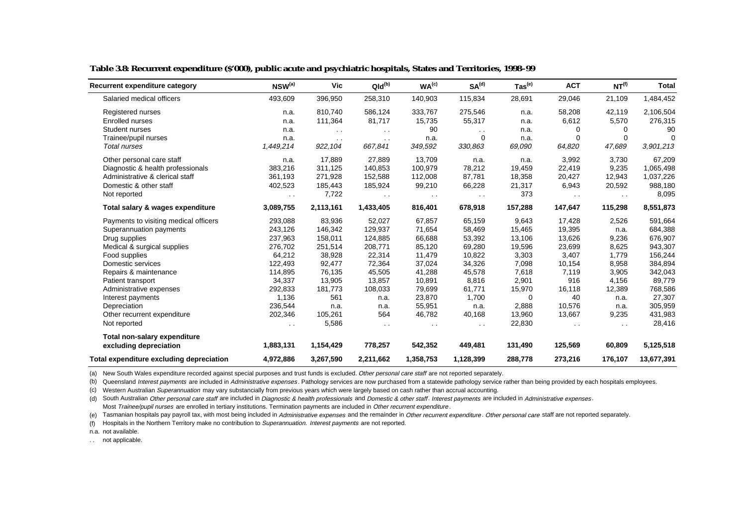**Table 3.8: Recurrent expenditure ($'000), public acute and psychiatric hospitals, States and Territories, 1998–99**

| Recurrent expenditure category | NSW[(a)] | Vic | Qld[(b)] | WA[(c)] | SA[(d)] | Tas[(e)] | ACT | NT[(f)] | Total |
|---|---|---|---|---|---|---|---|---|---|
| Salaried medical officers | 493,609 | 396,950 | 258,310 | 140,903 | 115,834 | 28,691 | 29,046 | 21,109 | 1,484,452 |
| Registered nurses | n.a. | 810,740 | 586,124 | 333,767 | 275,546 | n.a. | 58,208 | 42,119 | 2,106,504 |
| Enrolled nurses | n.a. | 111,364 | 81,717 | 15,735 | 55,317 | n.a. | 6,612 | 5,570 | 276,315 |
| Student nurses | n.a. | . . | . . | 90 | . . | n.a. | 0 | 0 | 90 |
| Trainee/pupil nurses | n.a. | . . | . . | n.a. | 0 | n.a. | 0 | 0 | 0 |
| *Total nurses* | *1,449,214* | *922,104* | *667,841* | *349,592* | *330,863* | *69,090* | *64,820* | *47,689* | *3,901,213* |
| Other personal care staff | n.a. | 17,889 | 27,889 | 13,709 | n.a. | n.a. | 3,992 | 3,730 | 67,209 |
| Diagnostic & health professionals | 383,216 | 311,125 | 140,853 | 100,979 | 78,212 | 19,459 | 22,419 | 9,235 | 1,065,498 |
| Administrative & clerical staff | 361,193 | 271,928 | 152,588 | 112,008 | 87,781 | 18,358 | 20,427 | 12,943 | 1,037,226 |
| Domestic & other staff | 402,523 | 185,443 | 185,924 | 99,210 | 66,228 | 21,317 | 6,943 | 20,592 | 988,180 |
| Not reported | . . | 7,722 | . . | . . | . . | 373 | . . | . . | 8,095 |
| **Total salary & wages expenditure** | **3,089,755** | **2,113,161** | **1,433,405** | **816,401** | **678,918** | **157,288** | **147,647** | **115,298** | **8,551,873** |
| Payments to visiting medical officers | 293,088 | 83,936 | 52,027 | 67,857 | 65,159 | 9,643 | 17,428 | 2,526 | 591,664 |
| Superannuation payments | 243,126 | 146,342 | 129,937 | 71,654 | 58,469 | 15,465 | 19,395 | n.a. | 684,388 |
| Drug supplies | 237,963 | 158,011 | 124,885 | 66,688 | 53,392 | 13,106 | 13,626 | 9,236 | 676,907 |
| Medical & surgical supplies | 276,702 | 251,514 | 208,771 | 85,120 | 69,280 | 19,596 | 23,699 | 8,625 | 943,307 |
| Food supplies | 64,212 | 38,928 | 22,314 | 11,479 | 10,822 | 3,303 | 3,407 | 1,779 | 156,244 |
| Domestic services | 122,493 | 92,477 | 72,364 | 37,024 | 34,326 | 7,098 | 10,154 | 8,958 | 384,894 |
| Repairs & maintenance | 114,895 | 76,135 | 45,505 | 41,288 | 45,578 | 7,618 | 7,119 | 3,905 | 342,043 |
| Patient transport | 34,337 | 13,905 | 13,857 | 10,891 | 8,816 | 2,901 | 916 | 4,156 | 89,779 |
| Administrative expenses | 292,833 | 181,773 | 108,033 | 79,699 | 61,771 | 15,970 | 16,118 | 12,389 | 768,586 |
| Interest payments | 1,136 | 561 | n.a. | 23,870 | 1,700 | 0 | 40 | n.a. | 27,307 |
| Depreciation | 236,544 | n.a. | n.a. | 55,951 | n.a. | 2,888 | 10,576 | n.a. | 305,959 |
| Other recurrent expenditure | 202,346 | 105,261 | 564 | 46,782 | 40,168 | 13,960 | 13,667 | 9,235 | 431,983 |
| Not reported | . . | 5,586 | . . | . . | . . | 22,830 | . . | . . | 28,416 |
| **Total non-salary expenditure excluding depreciation** | **1,883,131** | **1,154,429** | **778,257** | **542,352** | **449,481** | **131,490** | **125,569** | **60,809** | **5,125,518** |
| **Total expenditure excluding depreciation** | **4,972,886** | **3,267,590** | **2,211,662** | **1,358,753** | **1,128,399** | **288,778** | **273,216** | **176,107** | **13,677,391** |

(a) New South Wales expenditure recorded against special purposes and trust funds is excluded. *Other personal care staff* are not reported separately.

(b) Queensland *Interest payments* are included in *Administrative expenses*. Pathology services are now purchased from a statewide pathology service rather than being provided by each hospitals employees.

(c) Western Australian *Superannuation* may vary substancially from previous years which were largely based on cash rather than accrual accounting.

(d) South Australian *Other personal care staff* are included in *Diagnostic & health professionals* and *Domestic & other staff*. *Interest payments* are included in *Administrative expenses*. Most *Trainee/pupil nurses* are enrolled in tertiary institutions. Termination payments are included in *Other recurrent expenditure*.

(e) Tasmanian hospitals pay payroll tax, with most being included in *Administrative expenses* and the remainder in *Other recurrent expenditure*. *Other personal care* staff are not reported separately.

(f) Hospitals in the Northern Territory make no contribution to *Superannuation. Interest payments* are not reported.

n.a. not available.

. . not applicable.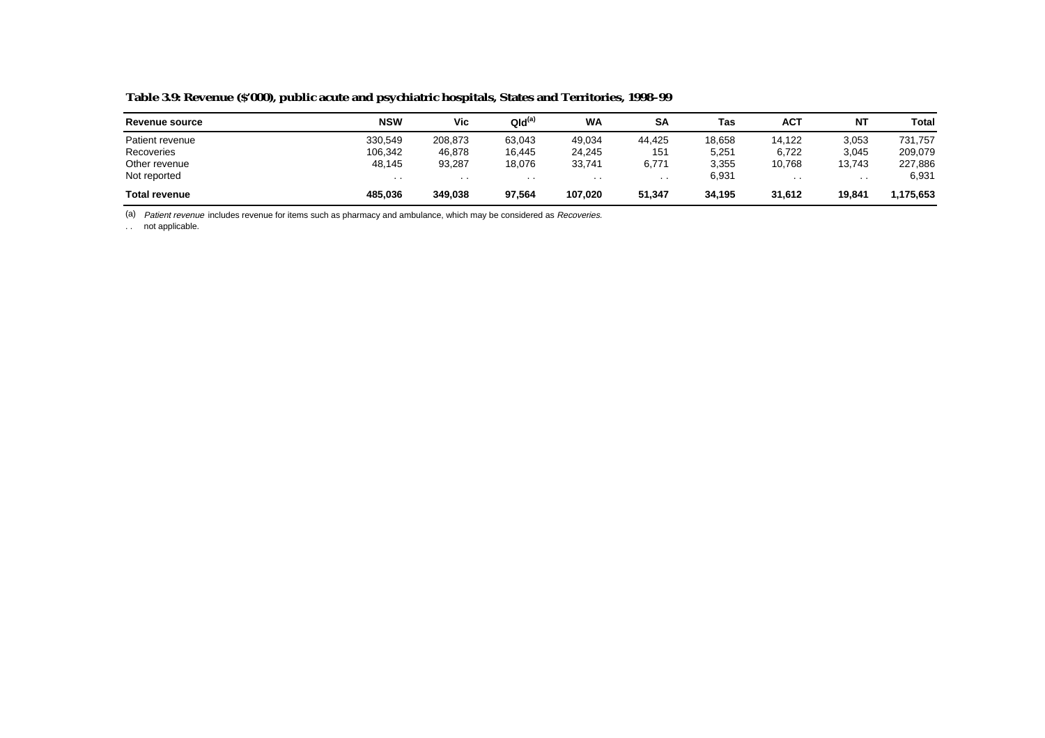**Table 3.9: Revenue ($'000), public acute and psychiatric hospitals, States and Territories, 1998–99**

| Revenue source | NSW | Vic | Qld[(a)] | WA | SA | Tas | ACT | NT | Total |
|---|---|---|---|---|---|---|---|---|---|
| Patient revenue | 330,549 | 208,873 | 63,043 | 49,034 | 44,425 | 18,658 | 14,122 | 3,053 | 731,757 |
| Recoveries | 106,342 | 46,878 | 16,445 | 24,245 | 151 | 5,251 | 6,722 | 3,045 | 209,079 |
| Other revenue | 48,145 | 93,287 | 18,076 | 33,741 | 6,771 | 3,355 | 10,768 | 13,743 | 227,886 |
| Not reported | . . | . . | . . | . . | . . | 6,931 | . . | . . | 6,931 |
| **Total revenue** | **485,036** | **349,038** | **97,564** | **107,020** | **51,347** | **34,195** | **31,612** | **19,841** | **1,175,653** |

(a) *Patient revenue* includes revenue for items such as pharmacy and ambulance, which may be considered as *Recoveries*.

. . not applicable.